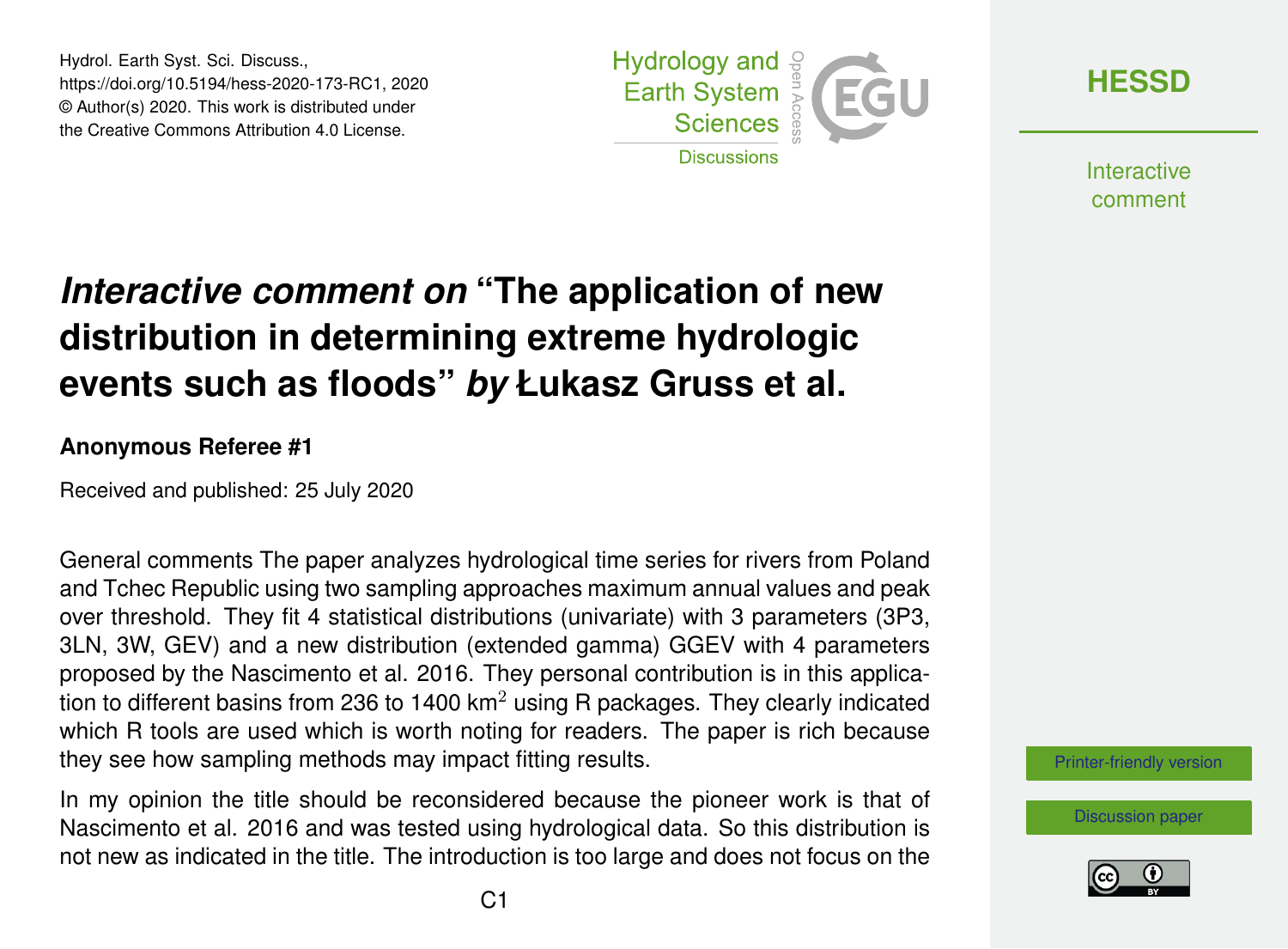# *Interactive comment on* "The application of new distribution in determining extreme hydrologic events such as floods" *by* Łukasz Gruss et al.

**Anonymous Referee #1**

Received and published: 25 July 2020

General comments The paper analyzes hydrological time series for rivers from Poland and Tchec Republic using two sampling approaches maximum annual values and peak over threshold. They fit 4 statistical distributions (univariate) with 3 parameters (3P3, 3LN, 3W, GEV) and a new distribution (extended gamma) GGEV with 4 parameters proposed by the Nascimento et al. 2016. They personal contribution is in this application to different basins from 236 to 1400 km$^2$ using R packages. They clearly indicated which R tools are used which is worth noting for readers. The paper is rich because they see how sampling methods may impact fitting results.

In my opinion the title should be reconsidered because the pioneer work is that of Nascimento et al. 2016 and was tested using hydrological data. So this distribution is not new as indicated in the title. The introduction is too large and does not focus on the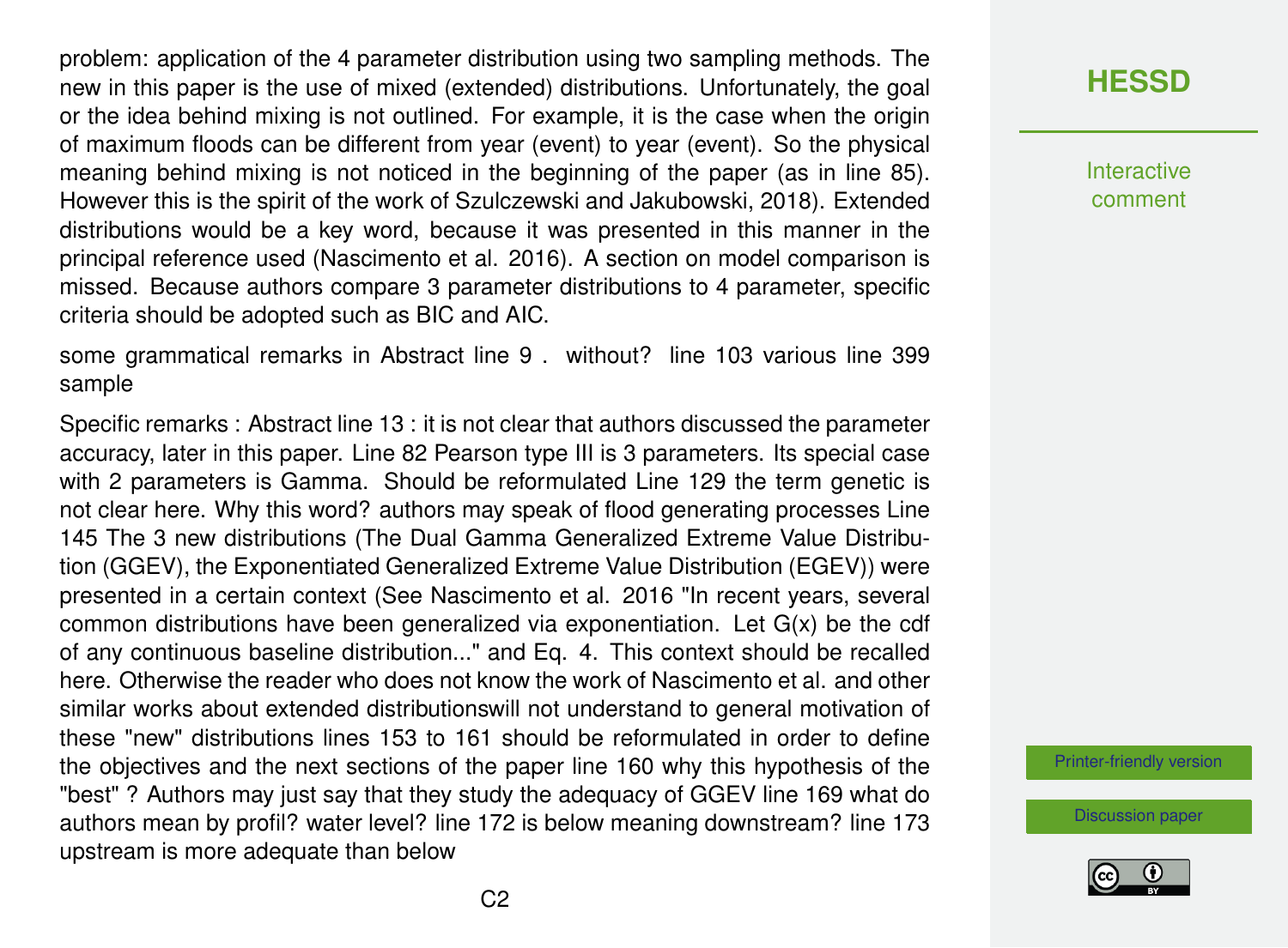problem: application of the 4 parameter distribution using two sampling methods. The new in this paper is the use of mixed (extended) distributions. Unfortunately, the goal or the idea behind mixing is not outlined. For example, it is the case when the origin of maximum floods can be different from year (event) to year (event). So the physical meaning behind mixing is not noticed in the beginning of the paper (as in line 85). However this is the spirit of the work of Szulczewski and Jakubowski, 2018). Extended distributions would be a key word, because it was presented in this manner in the principal reference used (Nascimento et al. 2016). A section on model comparison is missed. Because authors compare 3 parameter distributions to 4 parameter, specific criteria should be adopted such as BIC and AIC.

some grammatical remarks in Abstract line 9 . without? line 103 various line 399 sample

Specific remarks : Abstract line 13 : it is not clear that authors discussed the parameter accuracy, later in this paper. Line 82 Pearson type III is 3 parameters. Its special case with 2 parameters is Gamma. Should be reformulated Line 129 the term genetic is not clear here. Why this word? authors may speak of flood generating processes Line 145 The 3 new distributions (The Dual Gamma Generalized Extreme Value Distribution (GGEV), the Exponentiated Generalized Extreme Value Distribution (EGEV)) were presented in a certain context (See Nascimento et al. 2016 "In recent years, several common distributions have been generalized via exponentiation. Let G(x) be the cdf of any continuous baseline distribution..." and Eq. 4. This context should be recalled here. Otherwise the reader who does not know the work of Nascimento et al. and other similar works about extended distributionswill not understand to general motivation of these "new" distributions lines 153 to 161 should be reformulated in order to define the objectives and the next sections of the paper line 160 why this hypothesis of the "best" ? Authors may just say that they study the adequacy of GGEV line 169 what do authors mean by profil? water level? line 172 is below meaning downstream? line 173 upstream is more adequate than below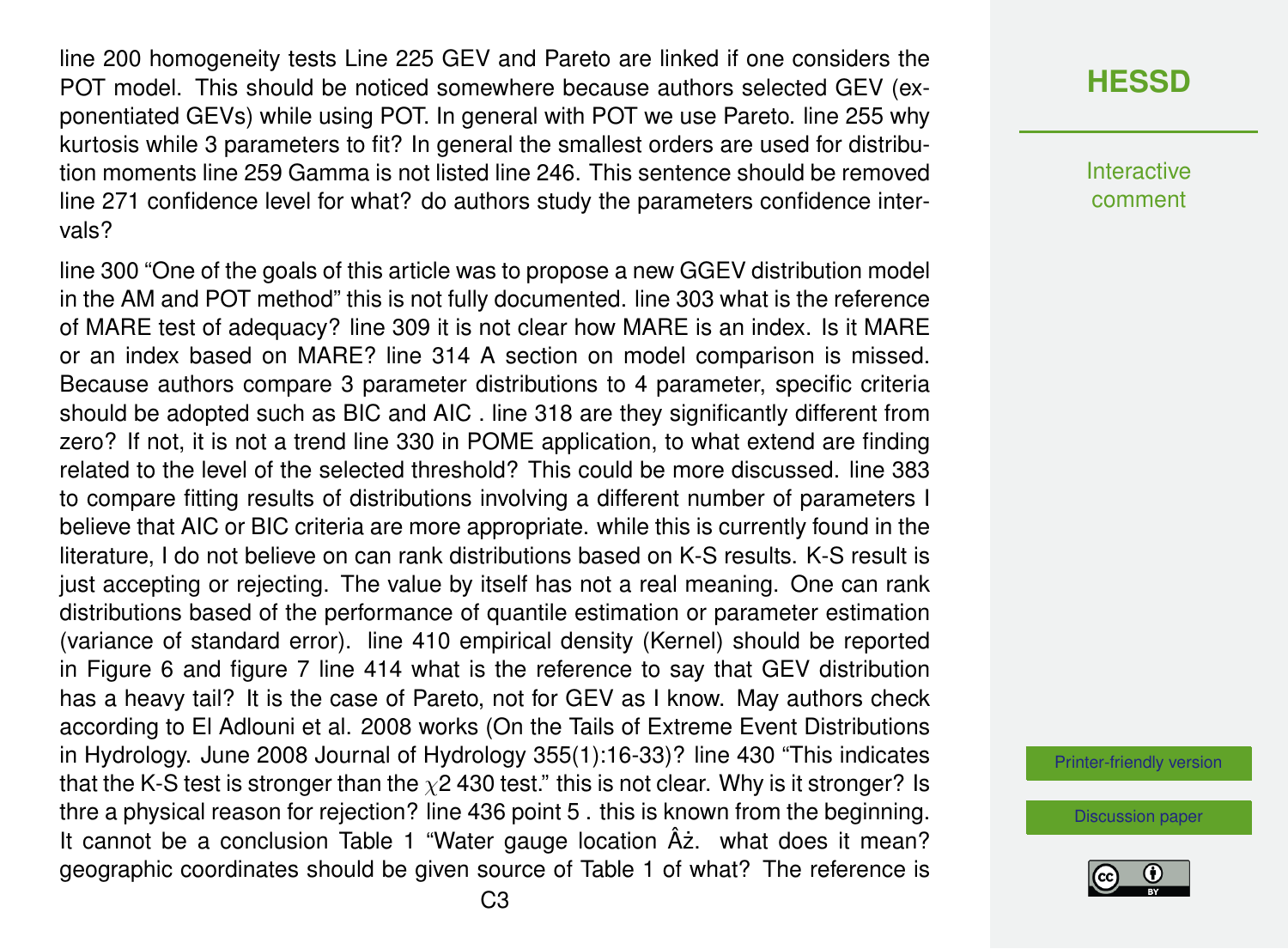line 200 homogeneity tests Line 225 GEV and Pareto are linked if one considers the POT model. This should be noticed somewhere because authors selected GEV (exponentiated GEVs) while using POT. In general with POT we use Pareto. line 255 why kurtosis while 3 parameters to fit? In general the smallest orders are used for distribution moments line 259 Gamma is not listed line 246. This sentence should be removed line 271 confidence level for what? do authors study the parameters confidence intervals?

line 300 "One of the goals of this article was to propose a new GGEV distribution model in the AM and POT method" this is not fully documented. line 303 what is the reference of MARE test of adequacy? line 309 it is not clear how MARE is an index. Is it MARE or an index based on MARE? line 314 A section on model comparison is missed. Because authors compare 3 parameter distributions to 4 parameter, specific criteria should be adopted such as BIC and AIC . line 318 are they significantly different from zero? If not, it is not a trend line 330 in POME application, to what extend are finding related to the level of the selected threshold? This could be more discussed. line 383 to compare fitting results of distributions involving a different number of parameters I believe that AIC or BIC criteria are more appropriate. while this is currently found in the literature, I do not believe on can rank distributions based on K-S results. K-S result is just accepting or rejecting. The value by itself has not a real meaning. One can rank distributions based of the performance of quantile estimation or parameter estimation (variance of standard error). line 410 empirical density (Kernel) should be reported in Figure 6 and figure 7 line 414 what is the reference to say that GEV distribution has a heavy tail? It is the case of Pareto, not for GEV as I know. May authors check according to El Adlouni et al. 2008 works (On the Tails of Extreme Event Distributions in Hydrology. June 2008 Journal of Hydrology 355(1):16-33)? line 430 "This indicates that the K-S test is stronger than the $\chi$2 430 test." this is not clear. Why is it stronger? Is thre a physical reason for rejection? line 436 point 5 . this is known from the beginning. It cannot be a conclusion Table 1 "Water gauge location Âż. what does it mean? geographic coordinates should be given source of Table 1 of what? The reference is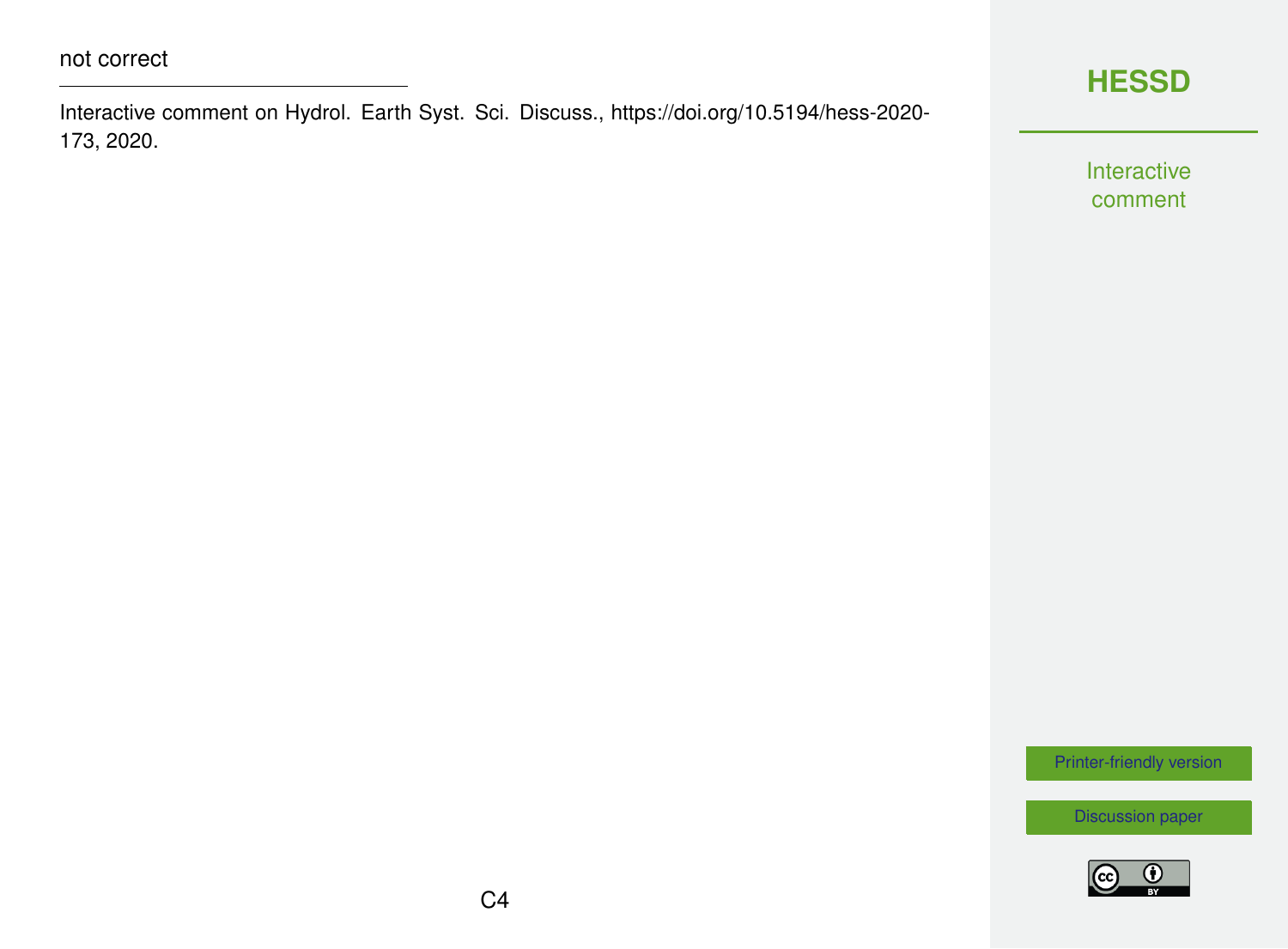not correct

---

Interactive comment on Hydrol. Earth Syst. Sci. Discuss., https://doi.org/10.5194/hess-2020-173, 2020.